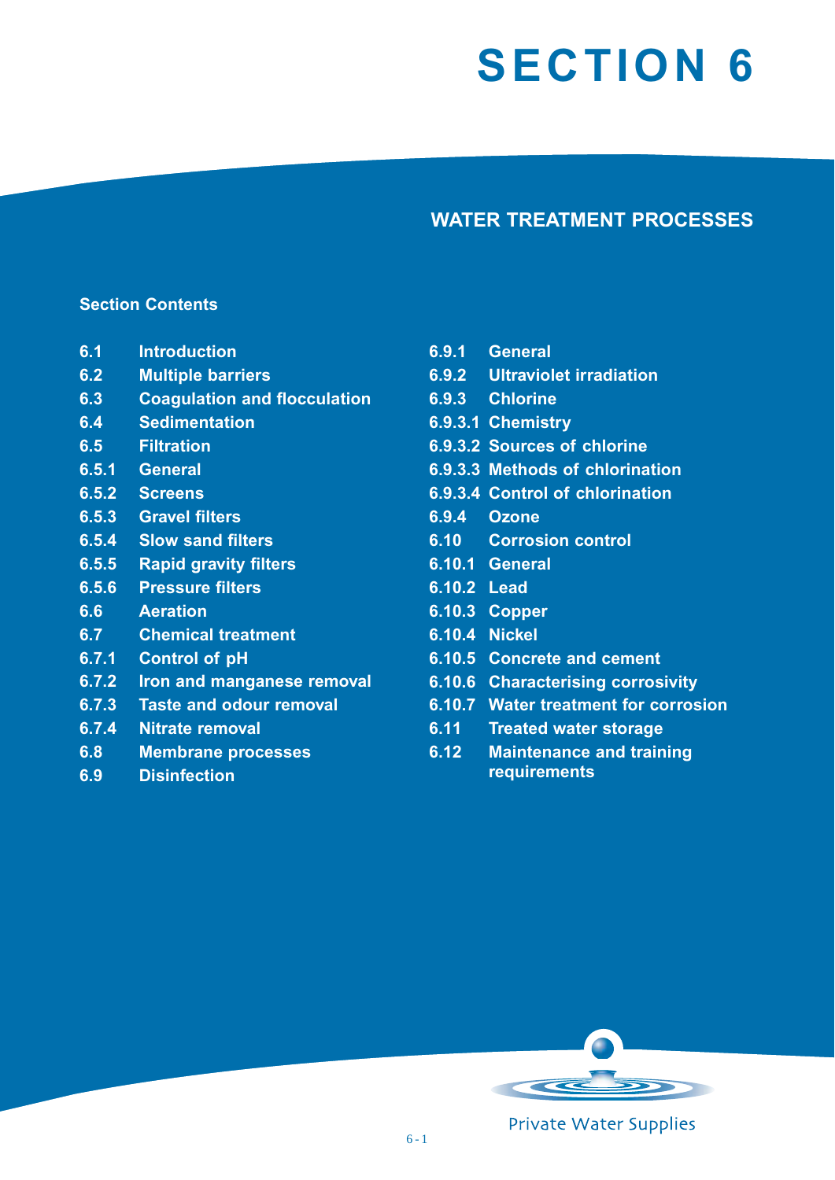# SECTION 6

## WATER TREATMENT PROCESSES

**Section Contents**

- 6.1 Introduction
- 6.2 Multiple barriers
- 6.3 Coagulation and flocculation
- 6.4 Sedimentation
- 6.5 Filtration
- 6.5.1 General
- 6.5.2 Screens
- 6.5.3 Gravel filters
- 6.5.4 Slow sand filters
- 6.5.5 Rapid gravity filters
- 6.5.6 Pressure filters
- 6.6 Aeration
- 6.7 Chemical treatment
- 6.7.1 Control of pH
- 6.7.2 Iron and manganese removal
- 6.7.3 Taste and odour removal
- 6.7.4 Nitrate removal
- 6.8 Membrane processes
- 6.9 Disinfection
- 6.9.1 General
- 6.9.2 Ultraviolet irradiation
- 6.9.3 Chlorine
- 6.9.3.1 Chemistry
- 6.9.3.2 Sources of chlorine
- 6.9.3.3 Methods of chlorination
- 6.9.3.4 Control of chlorination
- 6.9.4 Ozone
- 6.10 Corrosion control
- 6.10.1 General
- 6.10.2 Lead
- 6.10.3 Copper
- 6.10.4 Nickel
- 6.10.5 Concrete and cement
- 6.10.6 Characterising corrosivity
- 6.10.7 Water treatment for corrosion
- 6.11 Treated water storage
- 6.12 Maintenance and training requirements

Private Water Supplies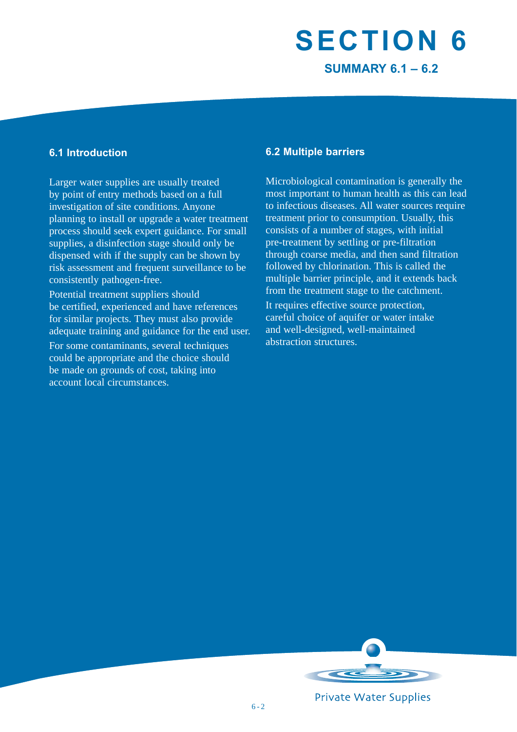# SECTION 6

## SUMMARY 6.1 – 6.2

### 6.1 Introduction

Larger water supplies are usually treated by point of entry methods based on a full investigation of site conditions. Anyone planning to install or upgrade a water treatment process should seek expert guidance. For small supplies, a disinfection stage should only be dispensed with if the supply can be shown by risk assessment and frequent surveillance to be consistently pathogen-free.

Potential treatment suppliers should be certified, experienced and have references for similar projects. They must also provide adequate training and guidance for the end user.

For some contaminants, several techniques could be appropriate and the choice should be made on grounds of cost, taking into account local circumstances.

### 6.2 Multiple barriers

Microbiological contamination is generally the most important to human health as this can lead to infectious diseases. All water sources require treatment prior to consumption. Usually, this consists of a number of stages, with initial pre-treatment by settling or pre-filtration through coarse media, and then sand filtration followed by chlorination. This is called the multiple barrier principle, and it extends back from the treatment stage to the catchment.

It requires effective source protection, careful choice of aquifer or water intake and well-designed, well-maintained abstraction structures.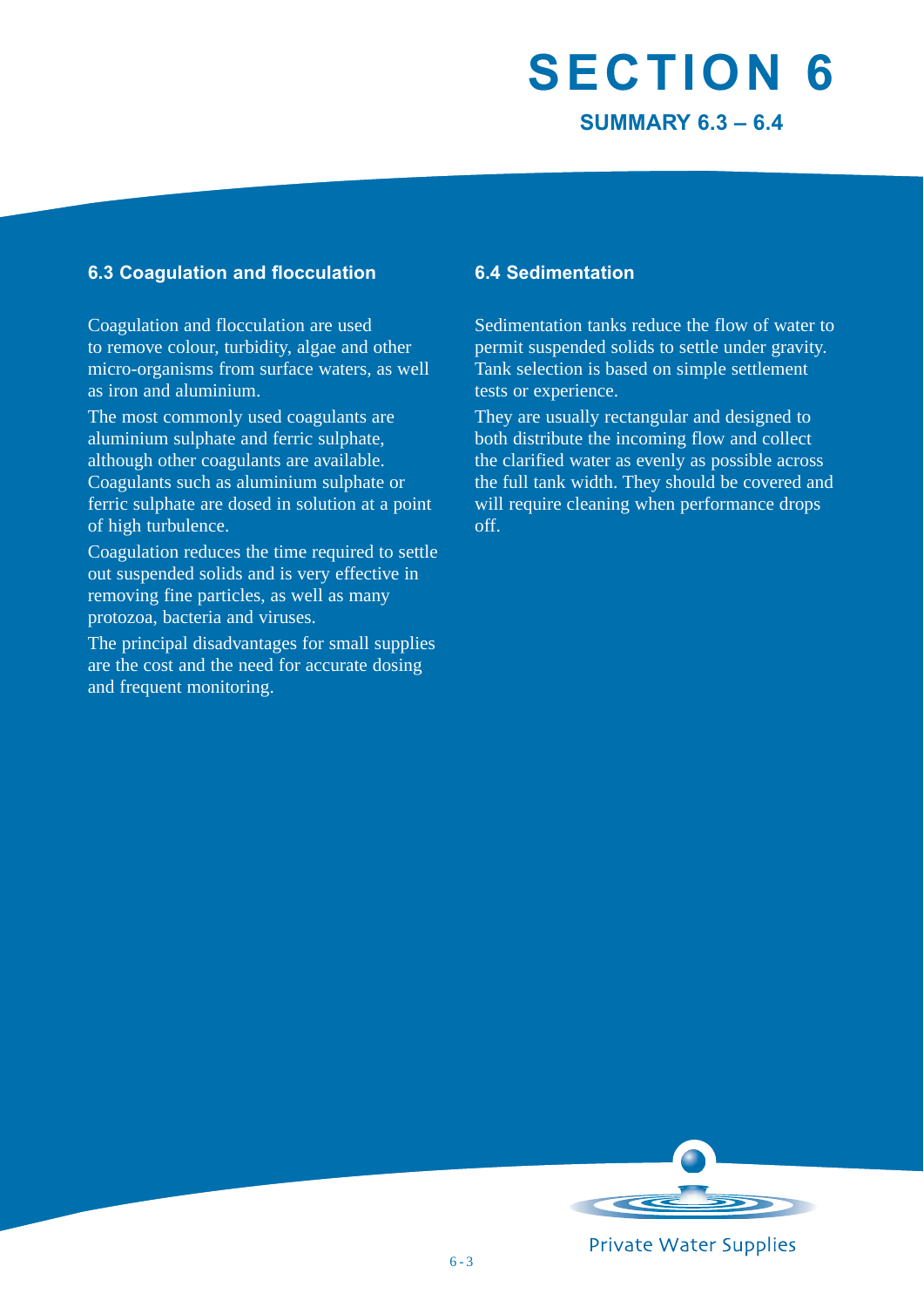# SECTION 6

## SUMMARY 6.3 – 6.4

### 6.3 Coagulation and flocculation

Coagulation and flocculation are used to remove colour, turbidity, algae and other micro-organisms from surface waters, as well as iron and aluminium.

The most commonly used coagulants are aluminium sulphate and ferric sulphate, although other coagulants are available. Coagulants such as aluminium sulphate or ferric sulphate are dosed in solution at a point of high turbulence.

Coagulation reduces the time required to settle out suspended solids and is very effective in removing fine particles, as well as many protozoa, bacteria and viruses.

The principal disadvantages for small supplies are the cost and the need for accurate dosing and frequent monitoring.

### 6.4 Sedimentation

Sedimentation tanks reduce the flow of water to permit suspended solids to settle under gravity. Tank selection is based on simple settlement tests or experience.

They are usually rectangular and designed to both distribute the incoming flow and collect the clarified water as evenly as possible across the full tank width. They should be covered and will require cleaning when performance drops off.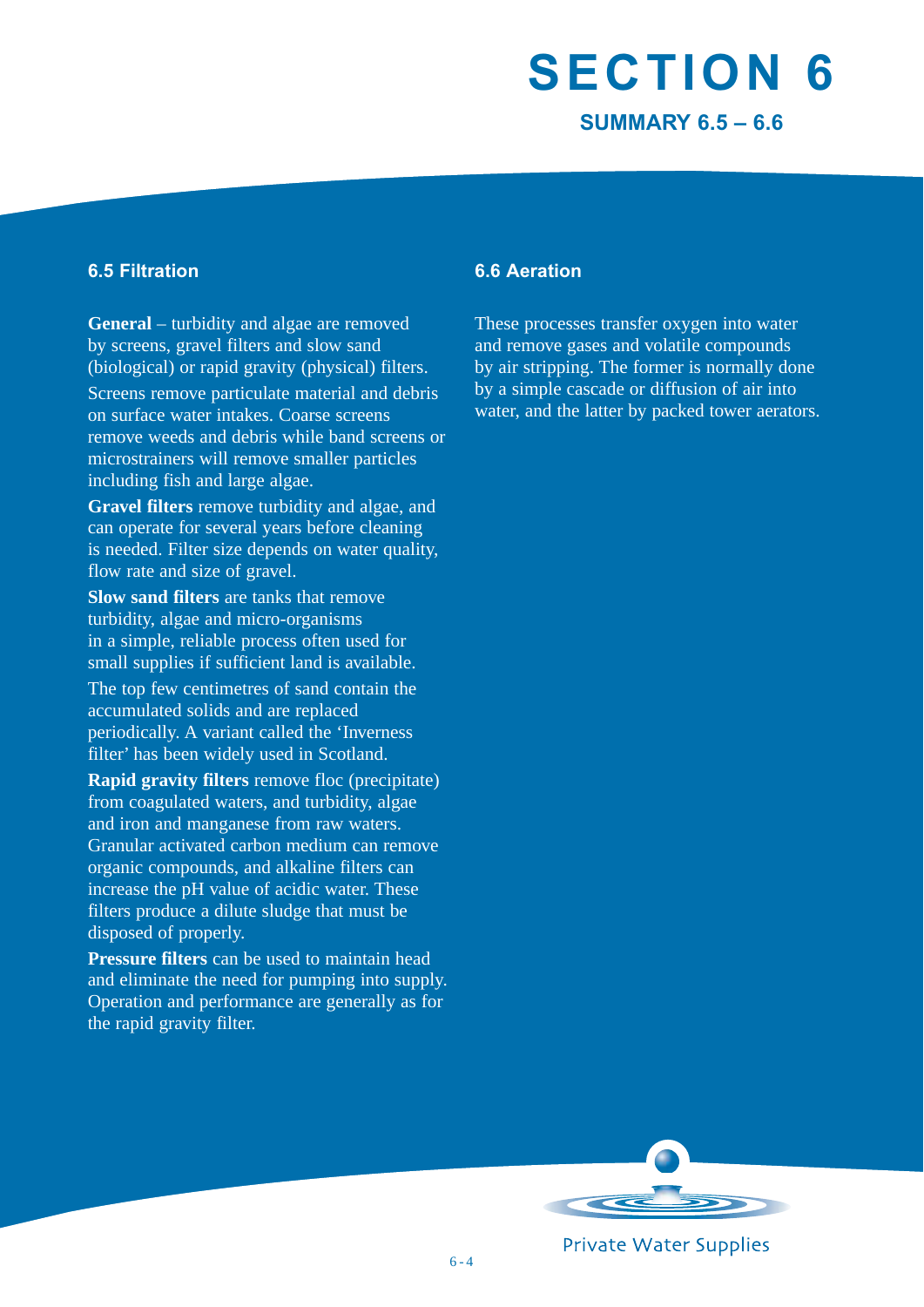# SECTION 6

## SUMMARY 6.5 – 6.6

### 6.5 Filtration

**General** – turbidity and algae are removed by screens, gravel filters and slow sand (biological) or rapid gravity (physical) filters.

Screens remove particulate material and debris on surface water intakes. Coarse screens remove weeds and debris while band screens or microstrainers will remove smaller particles including fish and large algae.

**Gravel filters** remove turbidity and algae, and can operate for several years before cleaning is needed. Filter size depends on water quality, flow rate and size of gravel.

**Slow sand filters** are tanks that remove turbidity, algae and micro-organisms in a simple, reliable process often used for small supplies if sufficient land is available.

The top few centimetres of sand contain the accumulated solids and are replaced periodically. A variant called the 'Inverness filter' has been widely used in Scotland.

**Rapid gravity filters** remove floc (precipitate) from coagulated waters, and turbidity, algae and iron and manganese from raw waters. Granular activated carbon medium can remove organic compounds, and alkaline filters can increase the pH value of acidic water. These filters produce a dilute sludge that must be disposed of properly.

**Pressure filters** can be used to maintain head and eliminate the need for pumping into supply. Operation and performance are generally as for the rapid gravity filter.

### 6.6 Aeration

These processes transfer oxygen into water and remove gases and volatile compounds by air stripping. The former is normally done by a simple cascade or diffusion of air into water, and the latter by packed tower aerators.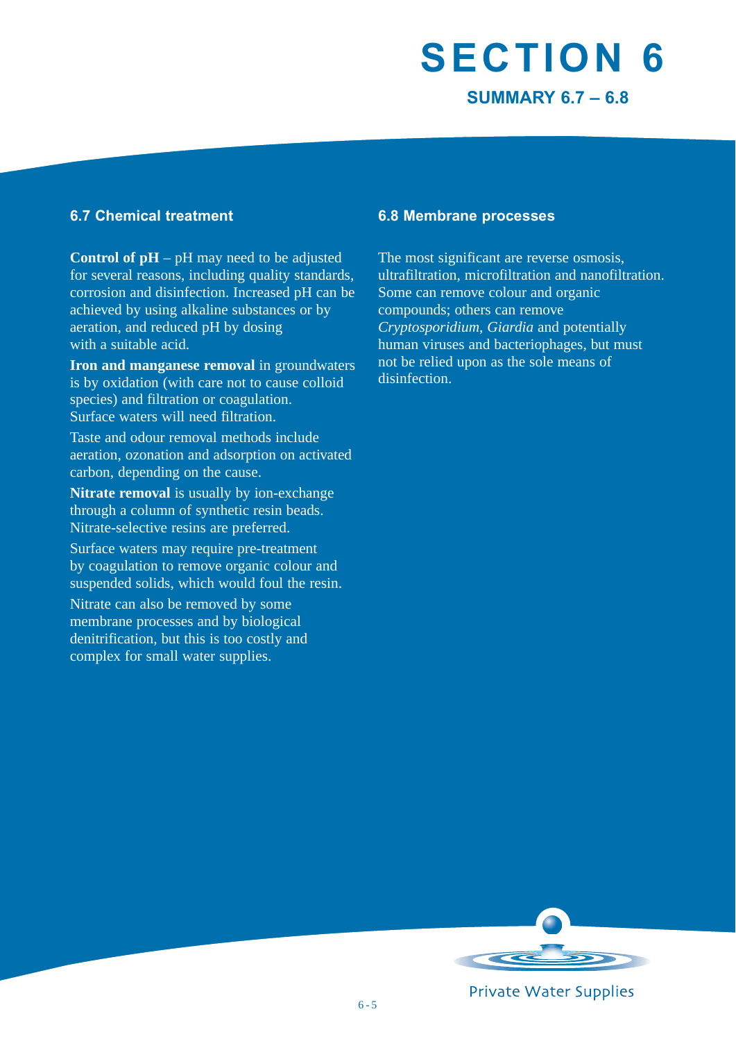# SECTION 6

## SUMMARY 6.7 – 6.8

### 6.7 Chemical treatment

**Control of pH** – pH may need to be adjusted for several reasons, including quality standards, corrosion and disinfection. Increased pH can be achieved by using alkaline substances or by aeration, and reduced pH by dosing with a suitable acid.

**Iron and manganese removal** in groundwaters is by oxidation (with care not to cause colloid species) and filtration or coagulation. Surface waters will need filtration.

Taste and odour removal methods include aeration, ozonation and adsorption on activated carbon, depending on the cause.

**Nitrate removal** is usually by ion-exchange through a column of synthetic resin beads. Nitrate-selective resins are preferred.

Surface waters may require pre-treatment by coagulation to remove organic colour and suspended solids, which would foul the resin.

Nitrate can also be removed by some membrane processes and by biological denitrification, but this is too costly and complex for small water supplies.

### 6.8 Membrane processes

The most significant are reverse osmosis, ultrafiltration, microfiltration and nanofiltration. Some can remove colour and organic compounds; others can remove *Cryptosporidium*, *Giardia* and potentially human viruses and bacteriophages, but must not be relied upon as the sole means of disinfection.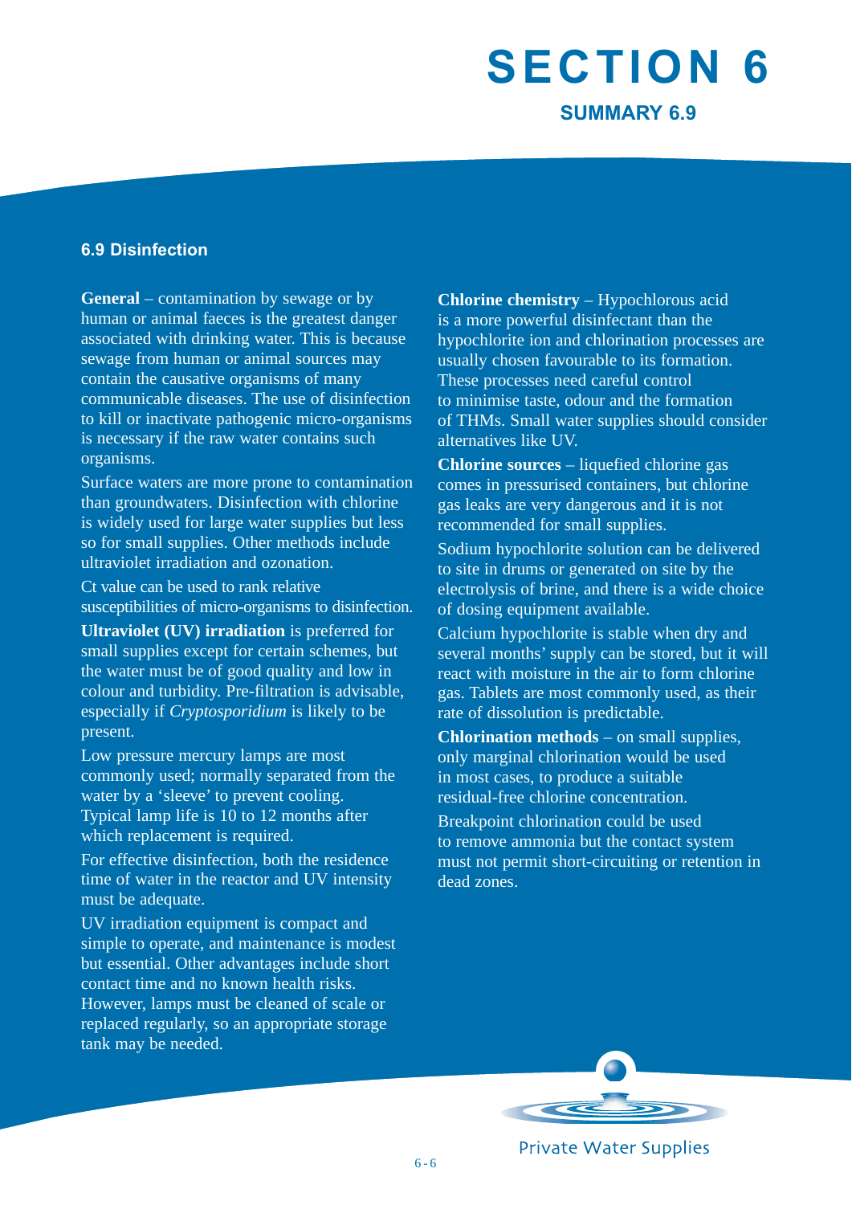# SECTION 6

## SUMMARY 6.9

### 6.9 Disinfection

**General** – contamination by sewage or by human or animal faeces is the greatest danger associated with drinking water. This is because sewage from human or animal sources may contain the causative organisms of many communicable diseases. The use of disinfection to kill or inactivate pathogenic micro-organisms is necessary if the raw water contains such organisms.

Surface waters are more prone to contamination than groundwaters. Disinfection with chlorine is widely used for large water supplies but less so for small supplies. Other methods include ultraviolet irradiation and ozonation.

Ct value can be used to rank relative susceptibilities of micro-organisms to disinfection.

**Ultraviolet (UV) irradiation** is preferred for small supplies except for certain schemes, but the water must be of good quality and low in colour and turbidity. Pre-filtration is advisable, especially if *Cryptosporidium* is likely to be present.

Low pressure mercury lamps are most commonly used; normally separated from the water by a 'sleeve' to prevent cooling. Typical lamp life is 10 to 12 months after which replacement is required.

For effective disinfection, both the residence time of water in the reactor and UV intensity must be adequate.

UV irradiation equipment is compact and simple to operate, and maintenance is modest but essential. Other advantages include short contact time and no known health risks. However, lamps must be cleaned of scale or replaced regularly, so an appropriate storage tank may be needed.

**Chlorine chemistry** – Hypochlorous acid is a more powerful disinfectant than the hypochlorite ion and chlorination processes are usually chosen favourable to its formation. These processes need careful control to minimise taste, odour and the formation of THMs. Small water supplies should consider alternatives like UV.

**Chlorine sources** – liquefied chlorine gas comes in pressurised containers, but chlorine gas leaks are very dangerous and it is not recommended for small supplies.

Sodium hypochlorite solution can be delivered to site in drums or generated on site by the electrolysis of brine, and there is a wide choice of dosing equipment available.

Calcium hypochlorite is stable when dry and several months' supply can be stored, but it will react with moisture in the air to form chlorine gas. Tablets are most commonly used, as their rate of dissolution is predictable.

**Chlorination methods** – on small supplies, only marginal chlorination would be used in most cases, to produce a suitable residual-free chlorine concentration.

Breakpoint chlorination could be used to remove ammonia but the contact system must not permit short-circuiting or retention in dead zones.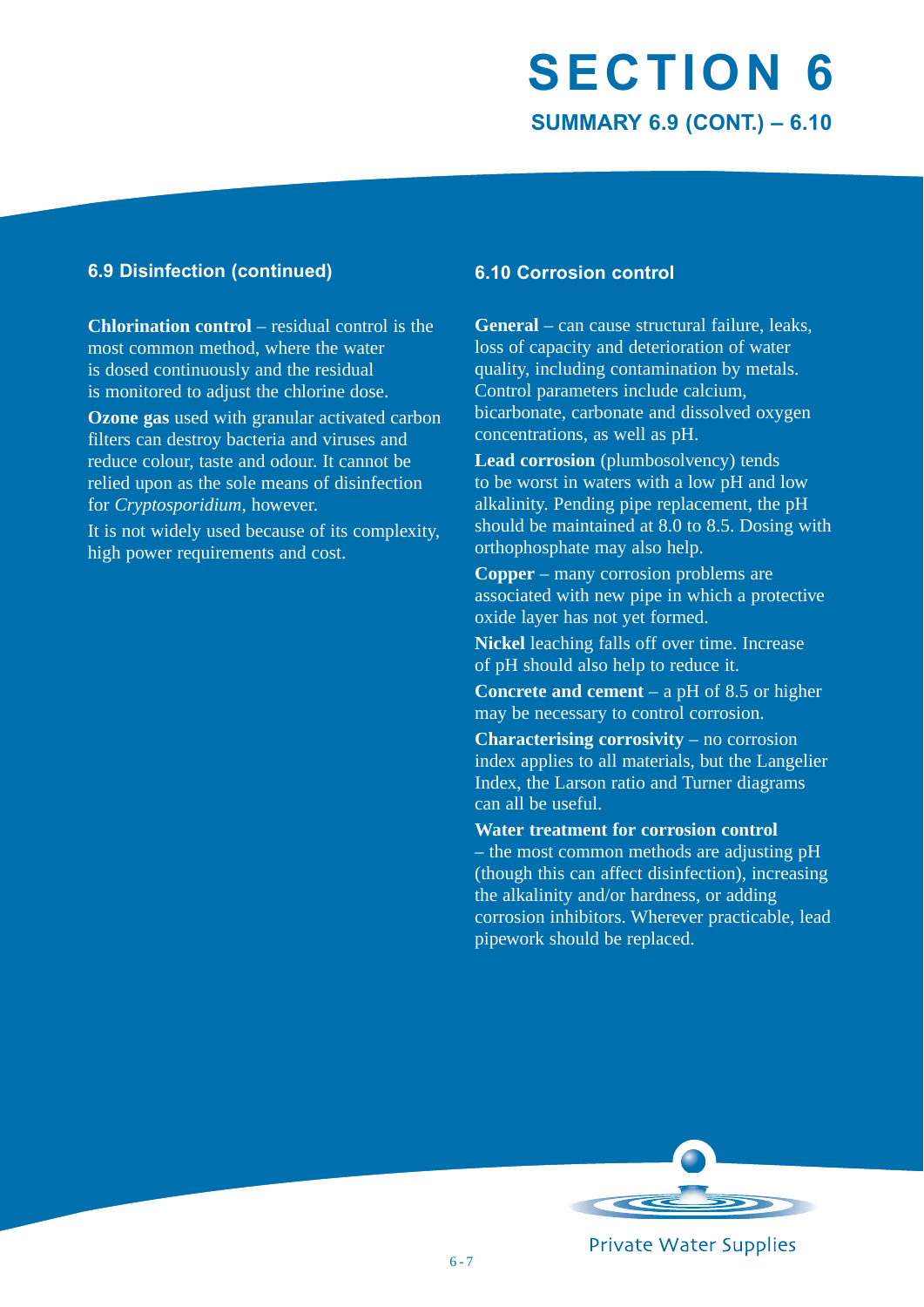# SECTION 6

## SUMMARY 6.9 (CONT.) – 6.10

### 6.9 Disinfection (continued)

**Chlorination control** – residual control is the most common method, where the water is dosed continuously and the residual is monitored to adjust the chlorine dose.

**Ozone gas** used with granular activated carbon filters can destroy bacteria and viruses and reduce colour, taste and odour. It cannot be relied upon as the sole means of disinfection for *Cryptosporidium*, however.

It is not widely used because of its complexity, high power requirements and cost.

### 6.10 Corrosion control

**General** – can cause structural failure, leaks, loss of capacity and deterioration of water quality, including contamination by metals. Control parameters include calcium, bicarbonate, carbonate and dissolved oxygen concentrations, as well as pH.

**Lead corrosion** (plumbosolvency) tends to be worst in waters with a low pH and low alkalinity. Pending pipe replacement, the pH should be maintained at 8.0 to 8.5. Dosing with orthophosphate may also help.

**Copper** – many corrosion problems are associated with new pipe in which a protective oxide layer has not yet formed.

**Nickel** leaching falls off over time. Increase of pH should also help to reduce it.

**Concrete and cement** – a pH of 8.5 or higher may be necessary to control corrosion.

**Characterising corrosivity** – no corrosion index applies to all materials, but the Langelier Index, the Larson ratio and Turner diagrams can all be useful.

**Water treatment for corrosion control** – the most common methods are adjusting pH (though this can affect disinfection), increasing the alkalinity and/or hardness, or adding corrosion inhibitors. Wherever practicable, lead pipework should be replaced.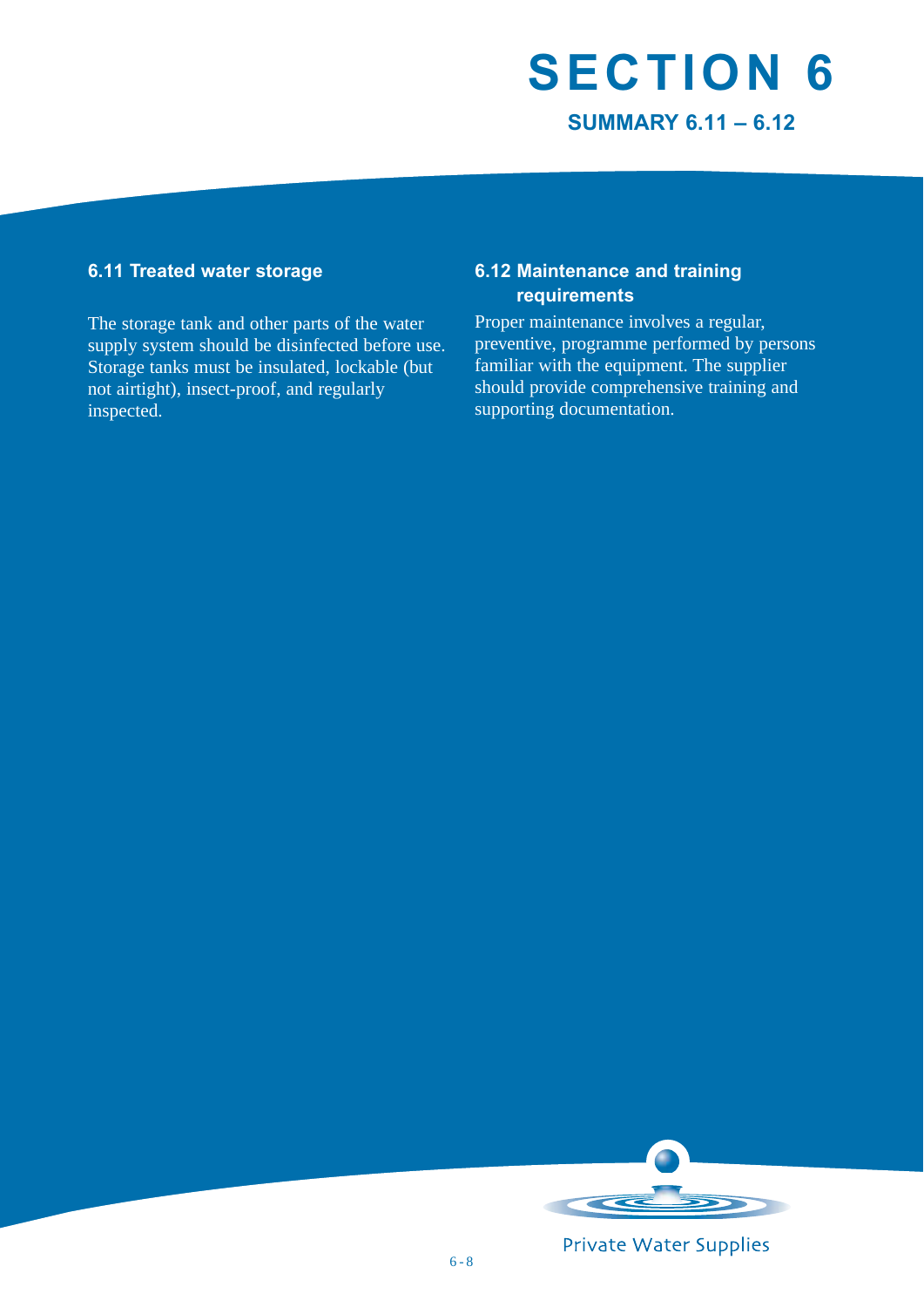# SECTION 6

## SUMMARY 6.11 – 6.12

### 6.11 Treated water storage

The storage tank and other parts of the water supply system should be disinfected before use. Storage tanks must be insulated, lockable (but not airtight), insect-proof, and regularly inspected.

### 6.12 Maintenance and training requirements

Proper maintenance involves a regular, preventive, programme performed by persons familiar with the equipment. The supplier should provide comprehensive training and supporting documentation.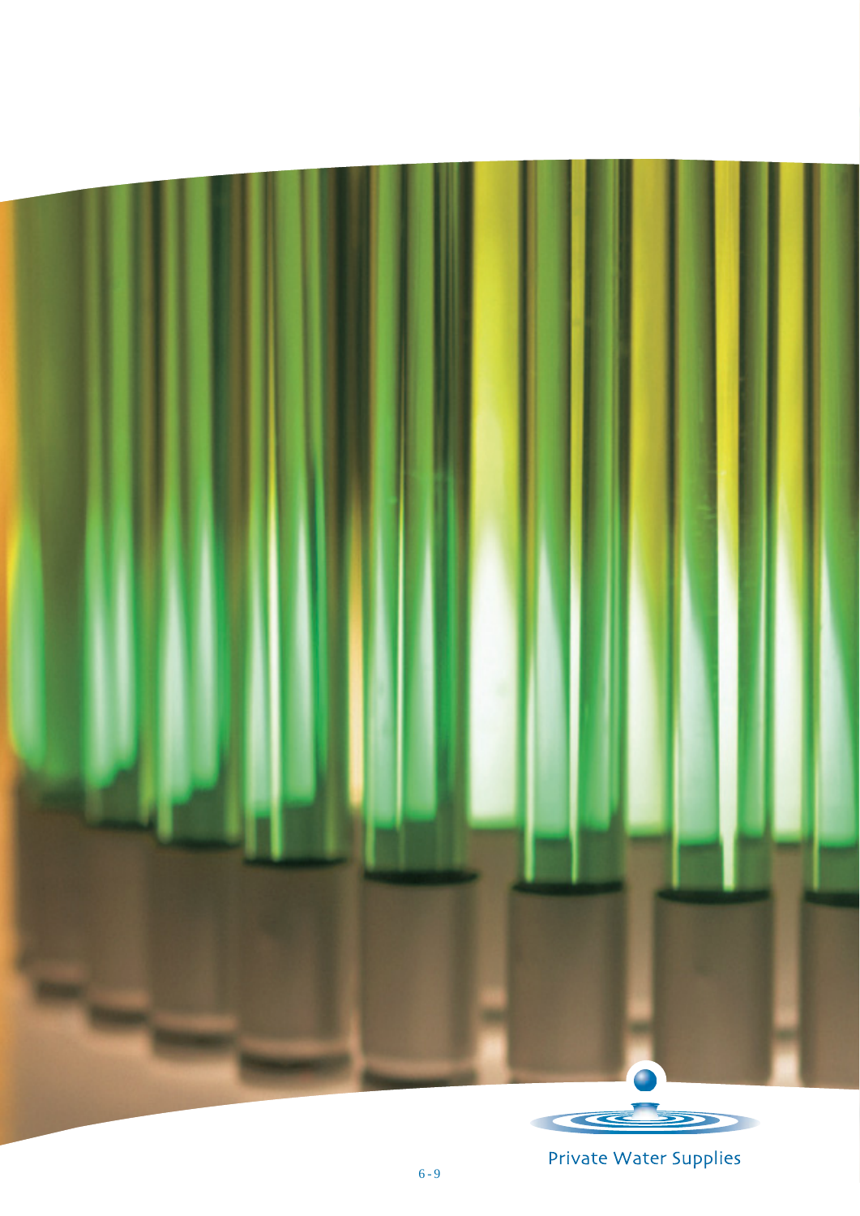Private Water Supplies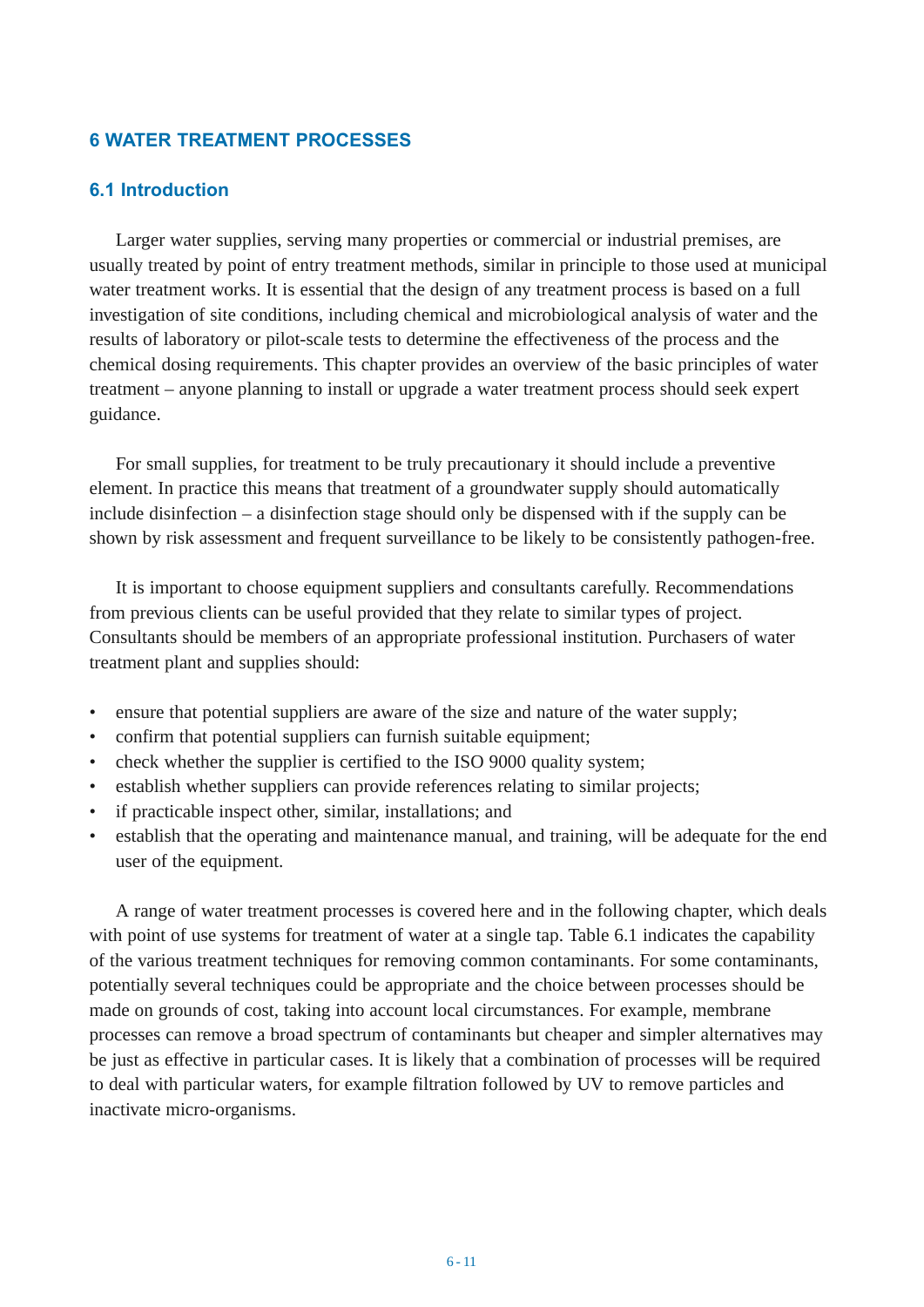# 6 WATER TREATMENT PROCESSES

## 6.1 Introduction

Larger water supplies, serving many properties or commercial or industrial premises, are usually treated by point of entry treatment methods, similar in principle to those used at municipal water treatment works. It is essential that the design of any treatment process is based on a full investigation of site conditions, including chemical and microbiological analysis of water and the results of laboratory or pilot-scale tests to determine the effectiveness of the process and the chemical dosing requirements. This chapter provides an overview of the basic principles of water treatment – anyone planning to install or upgrade a water treatment process should seek expert guidance.

For small supplies, for treatment to be truly precautionary it should include a preventive element. In practice this means that treatment of a groundwater supply should automatically include disinfection – a disinfection stage should only be dispensed with if the supply can be shown by risk assessment and frequent surveillance to be likely to be consistently pathogen-free.

It is important to choose equipment suppliers and consultants carefully. Recommendations from previous clients can be useful provided that they relate to similar types of project. Consultants should be members of an appropriate professional institution. Purchasers of water treatment plant and supplies should:

- ensure that potential suppliers are aware of the size and nature of the water supply;
- confirm that potential suppliers can furnish suitable equipment;
- check whether the supplier is certified to the ISO 9000 quality system;
- establish whether suppliers can provide references relating to similar projects;
- if practicable inspect other, similar, installations; and
- establish that the operating and maintenance manual, and training, will be adequate for the end user of the equipment.

A range of water treatment processes is covered here and in the following chapter, which deals with point of use systems for treatment of water at a single tap. Table 6.1 indicates the capability of the various treatment techniques for removing common contaminants. For some contaminants, potentially several techniques could be appropriate and the choice between processes should be made on grounds of cost, taking into account local circumstances. For example, membrane processes can remove a broad spectrum of contaminants but cheaper and simpler alternatives may be just as effective in particular cases. It is likely that a combination of processes will be required to deal with particular waters, for example filtration followed by UV to remove particles and inactivate micro-organisms.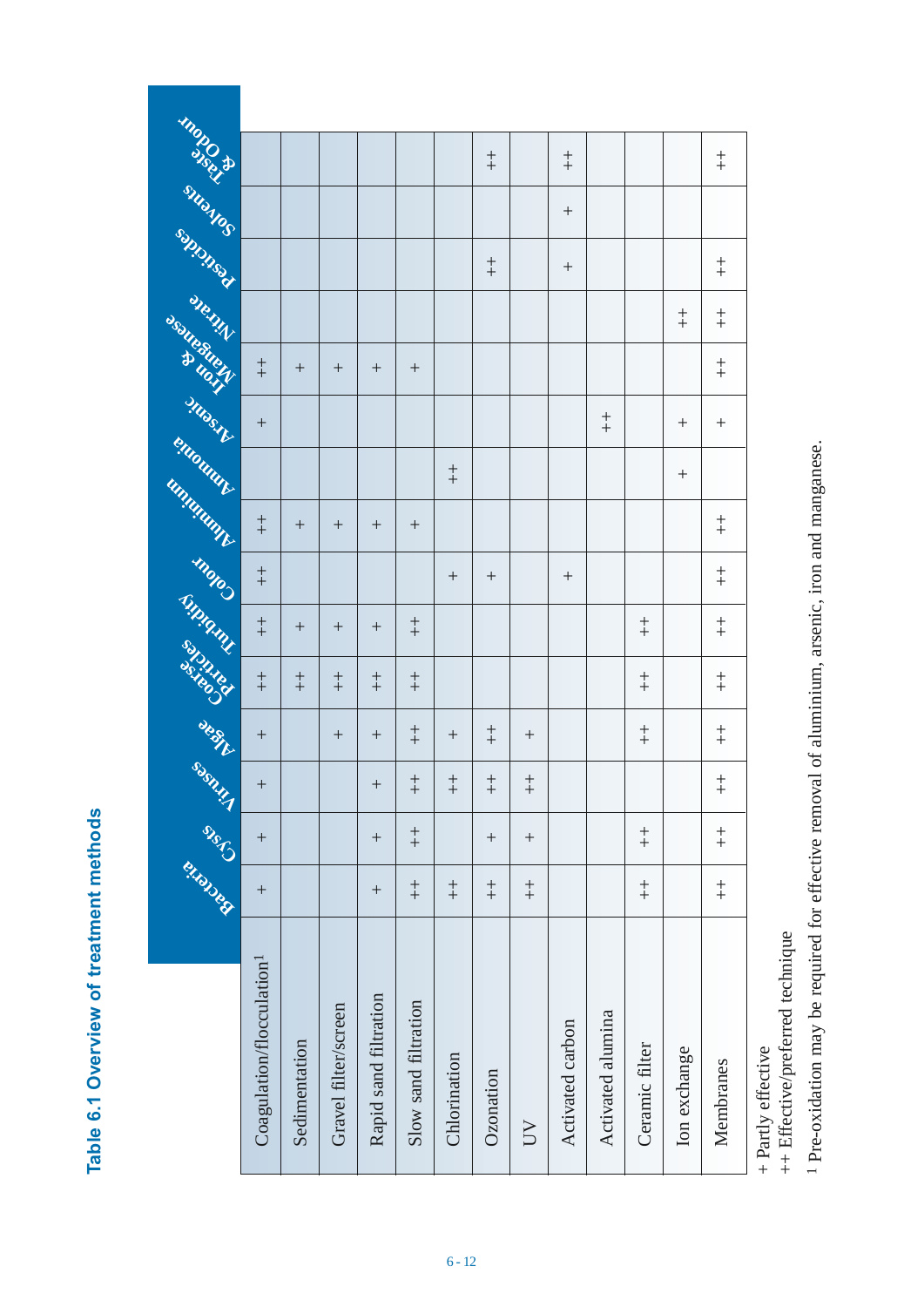# Table 6.1 Overview of treatment methods

| | Bacteria | Cysts | Viruses | Algae | Coarse Particles | Turbidity | Colour | Aluminium | Ammonia | Arsenic | Iron & Manganese | Nitrate | Pesticides | Solvents | Taste & Odour |
|---|---|---|---|---|---|---|---|---|---|---|---|---|---|---|---|
| Coagulation/flocculation[1] | + | + | + | + | ++ | ++ | ++ | ++ | | + | ++ | | | | |
| Sedimentation | | | | | ++ | + | | + | | | + | | | | |
| Gravel filter/screen | | | | + | ++ | + | | + | | | + | | | | |
| Rapid sand filtration | + | + | + | + | ++ | + | | + | | | + | | | | |
| Slow sand filtration | ++ | ++ | ++ | ++ | ++ | ++ | | + | | | + | | | | |
| Chlorination | ++ | | ++ | + | | | + | | ++ | | | | | | |
| Ozonation | ++ | + | ++ | ++ | | | + | | | | | | ++ | | ++ |
| UV | ++ | + | ++ | + | | | | | | | | | | | |
| Activated carbon | | | | | | | + | | | | | | + | + | ++ |
| Activated alumina | | | | | | | | | | ++ | | | | | |
| Ceramic filter | ++ | ++ | | ++ | ++ | ++ | | | | | | | | | |
| Ion exchange | | | | | | | | | + | + | | ++ | | | |
| Membranes | ++ | ++ | ++ | ++ | ++ | ++ | ++ | ++ | | + | ++ | ++ | ++ | | ++ |

+ Partly effective

++ Effective/preferred technique

[1] Pre-oxidation may be required for effective removal of aluminium, arsenic, iron and manganese.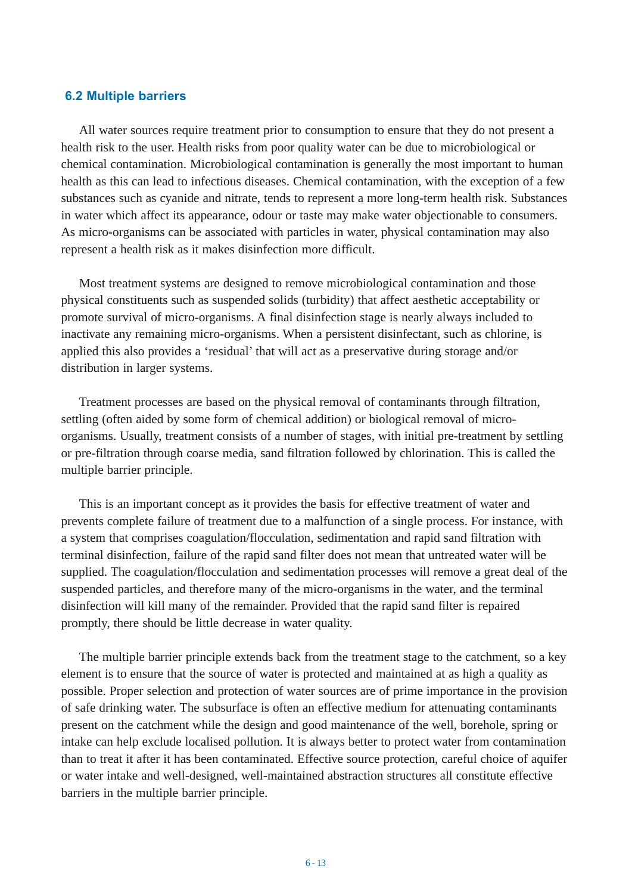## 6.2 Multiple barriers

All water sources require treatment prior to consumption to ensure that they do not present a health risk to the user. Health risks from poor quality water can be due to microbiological or chemical contamination. Microbiological contamination is generally the most important to human health as this can lead to infectious diseases. Chemical contamination, with the exception of a few substances such as cyanide and nitrate, tends to represent a more long-term health risk. Substances in water which affect its appearance, odour or taste may make water objectionable to consumers. As micro-organisms can be associated with particles in water, physical contamination may also represent a health risk as it makes disinfection more difficult.

Most treatment systems are designed to remove microbiological contamination and those physical constituents such as suspended solids (turbidity) that affect aesthetic acceptability or promote survival of micro-organisms. A final disinfection stage is nearly always included to inactivate any remaining micro-organisms. When a persistent disinfectant, such as chlorine, is applied this also provides a 'residual' that will act as a preservative during storage and/or distribution in larger systems.

Treatment processes are based on the physical removal of contaminants through filtration, settling (often aided by some form of chemical addition) or biological removal of micro-organisms. Usually, treatment consists of a number of stages, with initial pre-treatment by settling or pre-filtration through coarse media, sand filtration followed by chlorination. This is called the multiple barrier principle.

This is an important concept as it provides the basis for effective treatment of water and prevents complete failure of treatment due to a malfunction of a single process. For instance, with a system that comprises coagulation/flocculation, sedimentation and rapid sand filtration with terminal disinfection, failure of the rapid sand filter does not mean that untreated water will be supplied. The coagulation/flocculation and sedimentation processes will remove a great deal of the suspended particles, and therefore many of the micro-organisms in the water, and the terminal disinfection will kill many of the remainder. Provided that the rapid sand filter is repaired promptly, there should be little decrease in water quality.

The multiple barrier principle extends back from the treatment stage to the catchment, so a key element is to ensure that the source of water is protected and maintained at as high a quality as possible. Proper selection and protection of water sources are of prime importance in the provision of safe drinking water. The subsurface is often an effective medium for attenuating contaminants present on the catchment while the design and good maintenance of the well, borehole, spring or intake can help exclude localised pollution. It is always better to protect water from contamination than to treat it after it has been contaminated. Effective source protection, careful choice of aquifer or water intake and well-designed, well-maintained abstraction structures all constitute effective barriers in the multiple barrier principle.